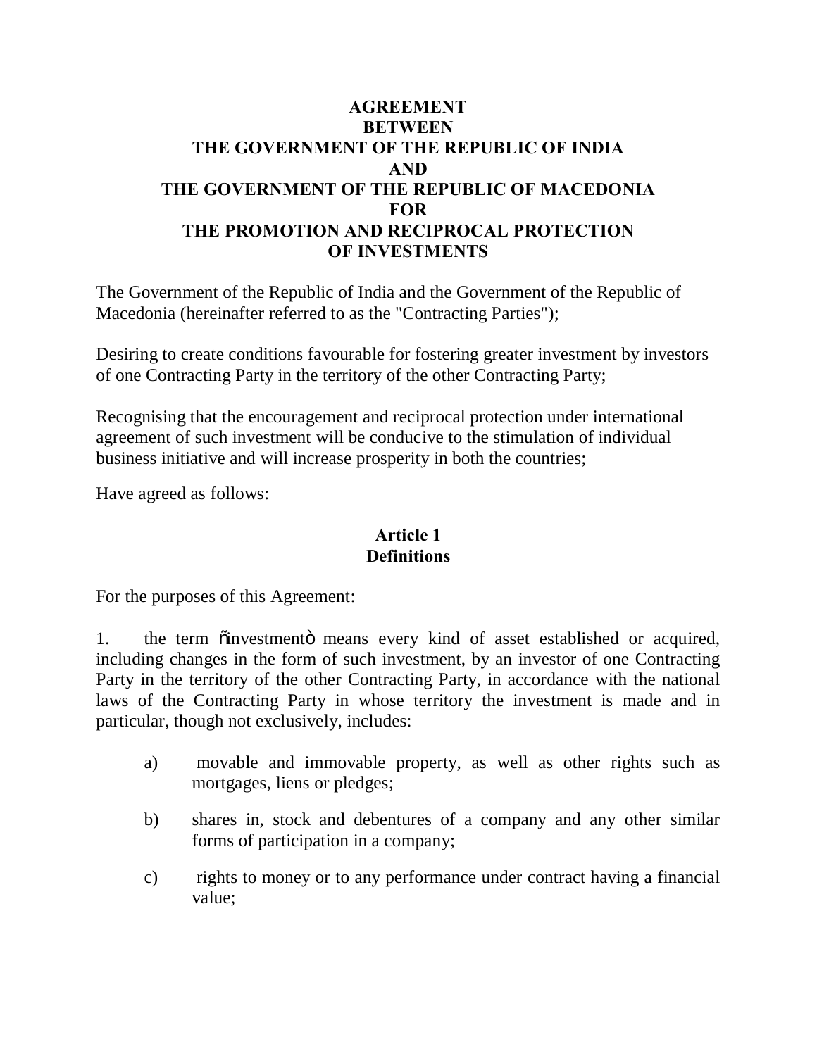# AGREEMENT BETWEEN THE GOVERNMENT OF THE REPUBLIC OF INDIA AND THE GOVERNMENT OF THE REPUBLIC OF MACEDONIA FOR THE PROMOTION AND RECIPROCAL PROTECTION OF INVESTMENTS

The Government of the Republic of India and the Government of the Republic of Macedonia (hereinafter referred to as the "Contracting Parties");

Desiring to create conditions favourable for fostering greater investment by investors of one Contracting Party in the territory of the other Contracting Party;

Recognising that the encouragement and reciprocal protection under international agreement of such investment will be conducive to the stimulation of individual business initiative and will increase prosperity in both the countries;

Have agreed as follows:

## Article 1
## Definitions

For the purposes of this Agreement:

1. the term õinvestmentö means every kind of asset established or acquired, including changes in the form of such investment, by an investor of one Contracting Party in the territory of the other Contracting Party, in accordance with the national laws of the Contracting Party in whose territory the investment is made and in particular, though not exclusively, includes:

   a) movable and immovable property, as well as other rights such as mortgages, liens or pledges;

   b) shares in, stock and debentures of a company and any other similar forms of participation in a company;

   c) rights to money or to any performance under contract having a financial value;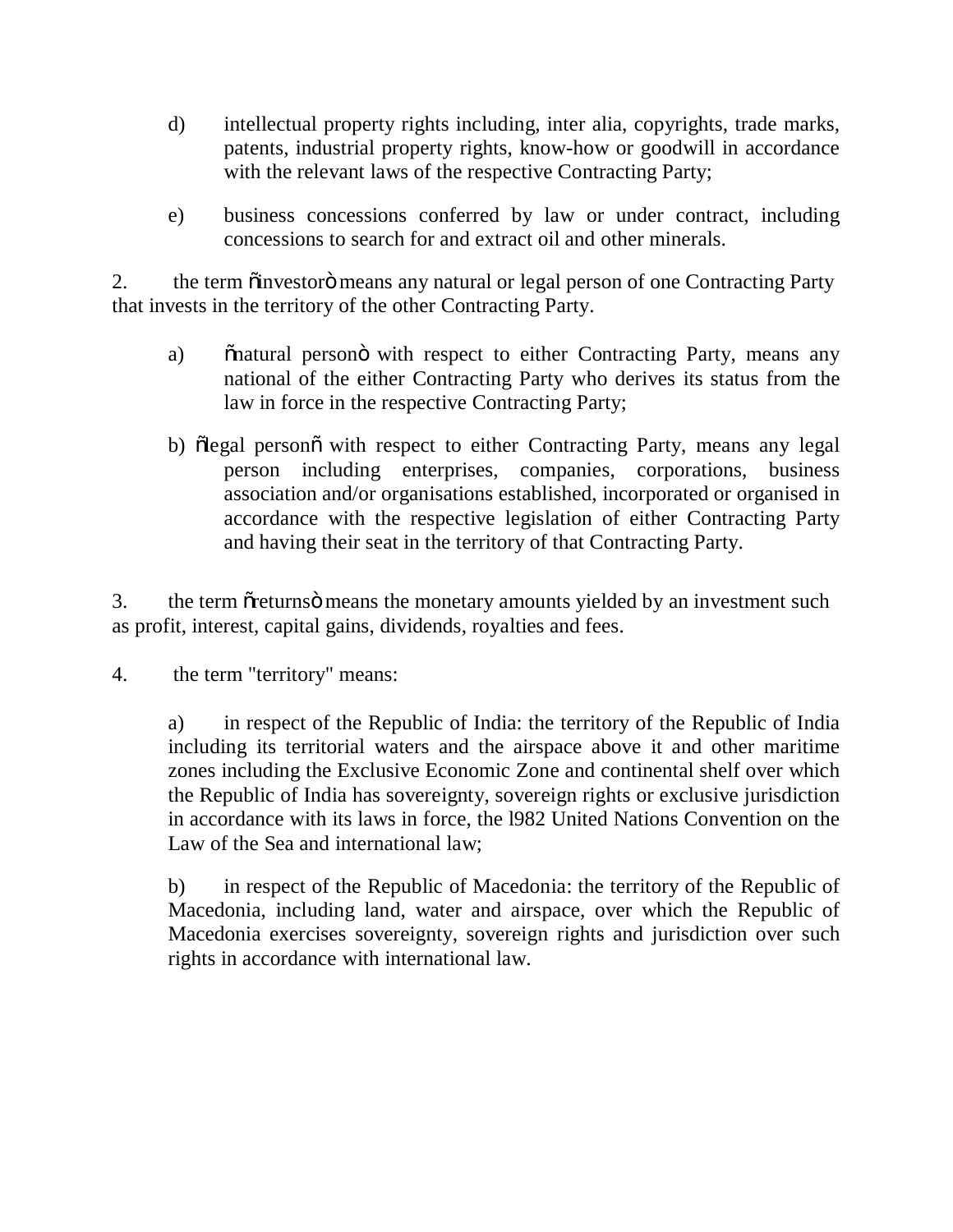d) intellectual property rights including, inter alia, copyrights, trade marks, patents, industrial property rights, know-how or goodwill in accordance with the relevant laws of the respective Contracting Party;

e) business concessions conferred by law or under contract, including concessions to search for and extract oil and other minerals.

2. the term õinvestorö means any natural or legal person of one Contracting Party that invests in the territory of the other Contracting Party.

a) õnatural personö with respect to either Contracting Party, means any national of the either Contracting Party who derives its status from the law in force in the respective Contracting Party;

b) õlegal personõ with respect to either Contracting Party, means any legal person including enterprises, companies, corporations, business association and/or organisations established, incorporated or organised in accordance with the respective legislation of either Contracting Party and having their seat in the territory of that Contracting Party.

3. the term õreturnsö means the monetary amounts yielded by an investment such as profit, interest, capital gains, dividends, royalties and fees.

4. the term "territory" means:

a) in respect of the Republic of India: the territory of the Republic of India including its territorial waters and the airspace above it and other maritime zones including the Exclusive Economic Zone and continental shelf over which the Republic of India has sovereignty, sovereign rights or exclusive jurisdiction in accordance with its laws in force, the l982 United Nations Convention on the Law of the Sea and international law;

b) in respect of the Republic of Macedonia: the territory of the Republic of Macedonia, including land, water and airspace, over which the Republic of Macedonia exercises sovereignty, sovereign rights and jurisdiction over such rights in accordance with international law.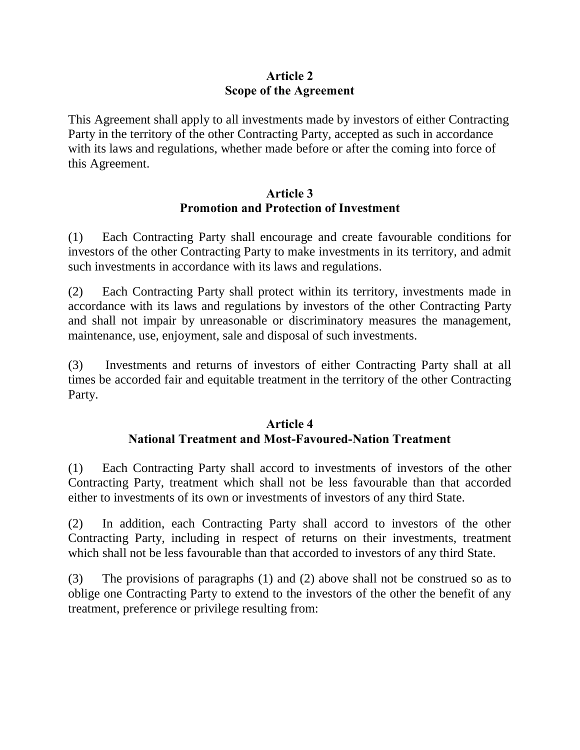## Article 2
## Scope of the Agreement

This Agreement shall apply to all investments made by investors of either Contracting Party in the territory of the other Contracting Party, accepted as such in accordance with its laws and regulations, whether made before or after the coming into force of this Agreement.

## Article 3
## Promotion and Protection of Investment

(1) Each Contracting Party shall encourage and create favourable conditions for investors of the other Contracting Party to make investments in its territory, and admit such investments in accordance with its laws and regulations.

(2) Each Contracting Party shall protect within its territory, investments made in accordance with its laws and regulations by investors of the other Contracting Party and shall not impair by unreasonable or discriminatory measures the management, maintenance, use, enjoyment, sale and disposal of such investments.

(3) Investments and returns of investors of either Contracting Party shall at all times be accorded fair and equitable treatment in the territory of the other Contracting Party.

## Article 4
## National Treatment and Most-Favoured-Nation Treatment

(1) Each Contracting Party shall accord to investments of investors of the other Contracting Party, treatment which shall not be less favourable than that accorded either to investments of its own or investments of investors of any third State.

(2) In addition, each Contracting Party shall accord to investors of the other Contracting Party, including in respect of returns on their investments, treatment which shall not be less favourable than that accorded to investors of any third State.

(3) The provisions of paragraphs (1) and (2) above shall not be construed so as to oblige one Contracting Party to extend to the investors of the other the benefit of any treatment, preference or privilege resulting from: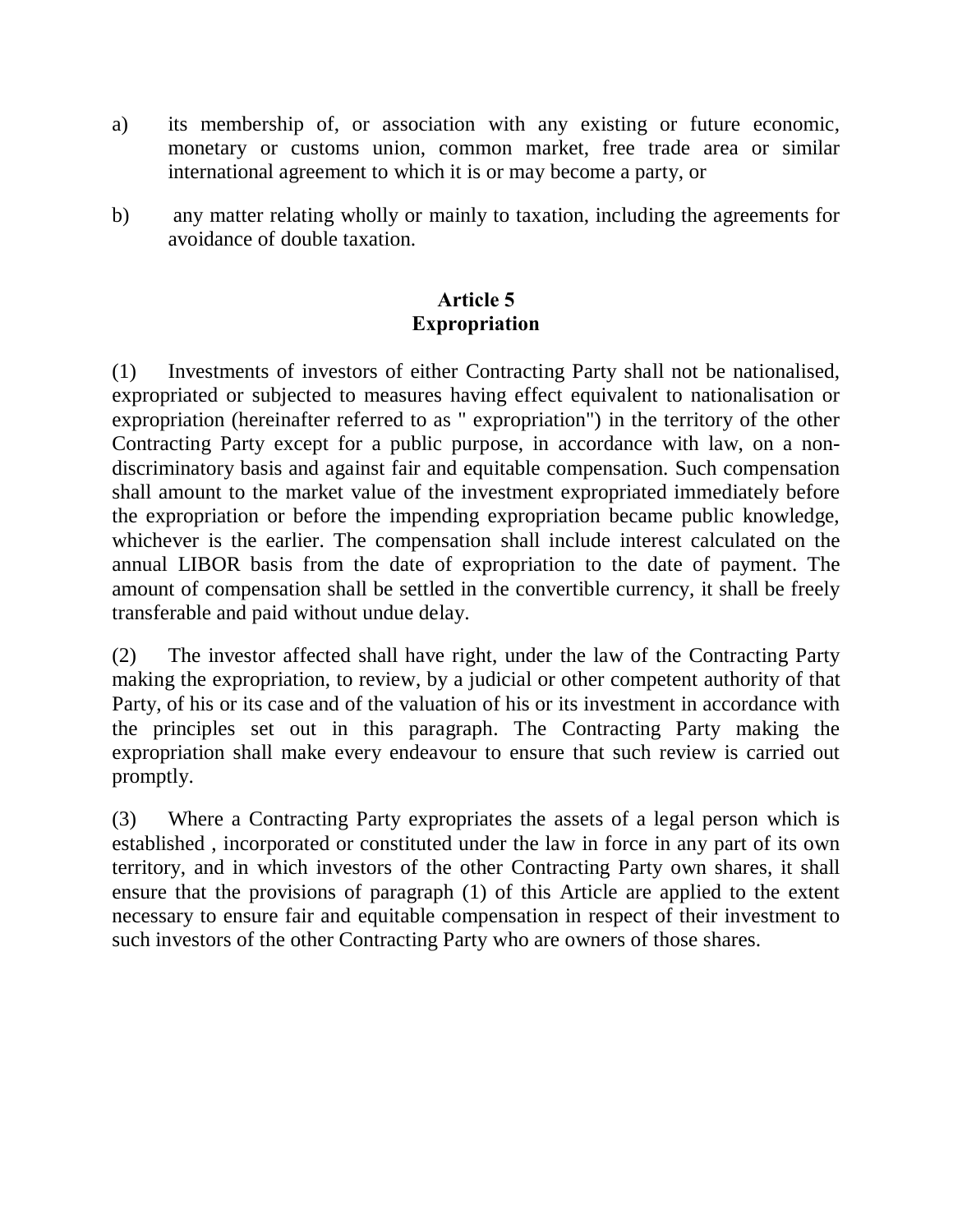a) its membership of, or association with any existing or future economic, monetary or customs union, common market, free trade area or similar international agreement to which it is or may become a party, or

b) any matter relating wholly or mainly to taxation, including the agreements for avoidance of double taxation.

## Article 5
## Expropriation

(1) Investments of investors of either Contracting Party shall not be nationalised, expropriated or subjected to measures having effect equivalent to nationalisation or expropriation (hereinafter referred to as " expropriation") in the territory of the other Contracting Party except for a public purpose, in accordance with law, on a non-discriminatory basis and against fair and equitable compensation. Such compensation shall amount to the market value of the investment expropriated immediately before the expropriation or before the impending expropriation became public knowledge, whichever is the earlier. The compensation shall include interest calculated on the annual LIBOR basis from the date of expropriation to the date of payment. The amount of compensation shall be settled in the convertible currency, it shall be freely transferable and paid without undue delay.

(2) The investor affected shall have right, under the law of the Contracting Party making the expropriation, to review, by a judicial or other competent authority of that Party, of his or its case and of the valuation of his or its investment in accordance with the principles set out in this paragraph. The Contracting Party making the expropriation shall make every endeavour to ensure that such review is carried out promptly.

(3) Where a Contracting Party expropriates the assets of a legal person which is established , incorporated or constituted under the law in force in any part of its own territory, and in which investors of the other Contracting Party own shares, it shall ensure that the provisions of paragraph (1) of this Article are applied to the extent necessary to ensure fair and equitable compensation in respect of their investment to such investors of the other Contracting Party who are owners of those shares.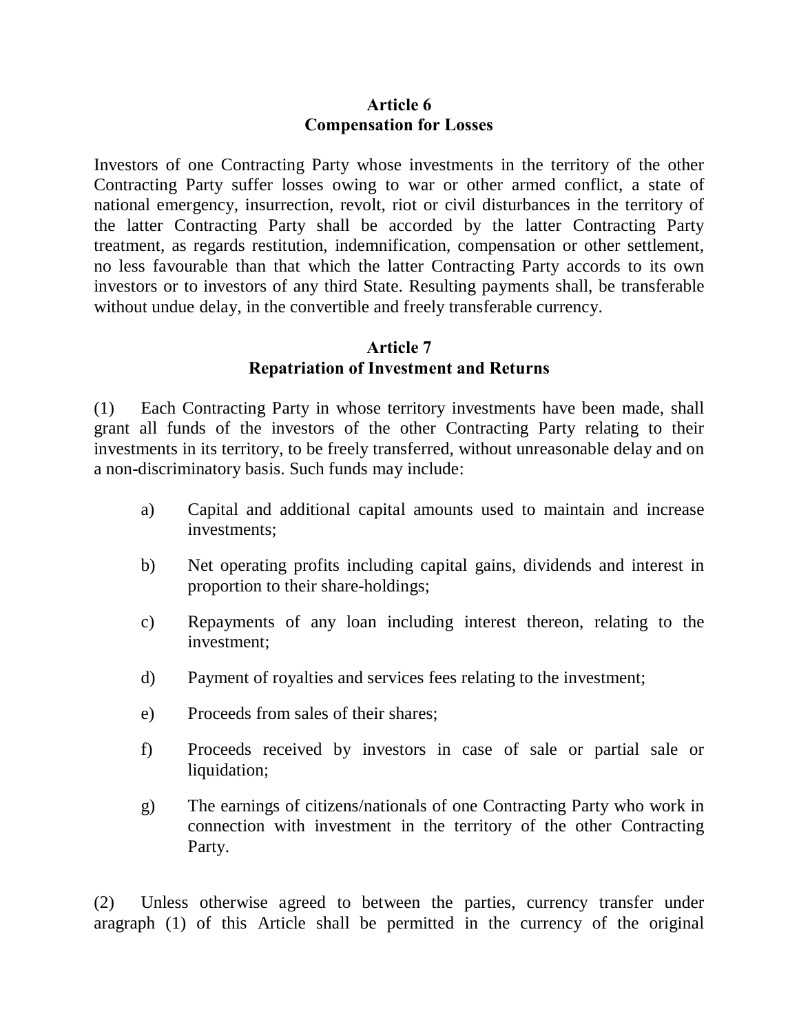**Article 6**
**Compensation for Losses**

Investors of one Contracting Party whose investments in the territory of the other Contracting Party suffer losses owing to war or other armed conflict, a state of national emergency, insurrection, revolt, riot or civil disturbances in the territory of the latter Contracting Party shall be accorded by the latter Contracting Party treatment, as regards restitution, indemnification, compensation or other settlement, no less favourable than that which the latter Contracting Party accords to its own investors or to investors of any third State. Resulting payments shall, be transferable without undue delay, in the convertible and freely transferable currency.

**Article 7**
**Repatriation of Investment and Returns**

(1) Each Contracting Party in whose territory investments have been made, shall grant all funds of the investors of the other Contracting Party relating to their investments in its territory, to be freely transferred, without unreasonable delay and on a non-discriminatory basis. Such funds may include:

a) Capital and additional capital amounts used to maintain and increase investments;

b) Net operating profits including capital gains, dividends and interest in proportion to their share-holdings;

c) Repayments of any loan including interest thereon, relating to the investment;

d) Payment of royalties and services fees relating to the investment;

e) Proceeds from sales of their shares;

f) Proceeds received by investors in case of sale or partial sale or liquidation;

g) The earnings of citizens/nationals of one Contracting Party who work in connection with investment in the territory of the other Contracting Party.

(2) Unless otherwise agreed to between the parties, currency transfer under aragraph (1) of this Article shall be permitted in the currency of the original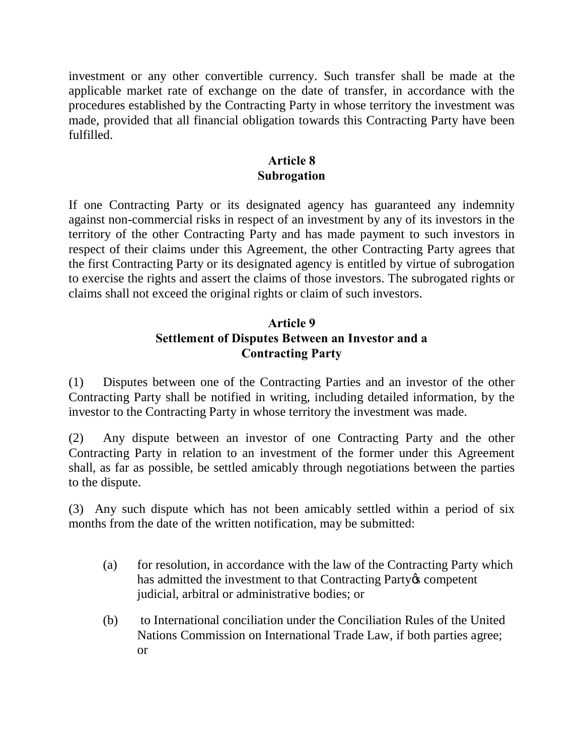investment or any other convertible currency. Such transfer shall be made at the applicable market rate of exchange on the date of transfer, in accordance with the procedures established by the Contracting Party in whose territory the investment was made, provided that all financial obligation towards this Contracting Party have been fulfilled.

## Article 8
## Subrogation

If one Contracting Party or its designated agency has guaranteed any indemnity against non-commercial risks in respect of an investment by any of its investors in the territory of the other Contracting Party and has made payment to such investors in respect of their claims under this Agreement, the other Contracting Party agrees that the first Contracting Party or its designated agency is entitled by virtue of subrogation to exercise the rights and assert the claims of those investors. The subrogated rights or claims shall not exceed the original rights or claim of such investors.

## Article 9
## Settlement of Disputes Between an Investor and a Contracting Party

(1) Disputes between one of the Contracting Parties and an investor of the other Contracting Party shall be notified in writing, including detailed information, by the investor to the Contracting Party in whose territory the investment was made.

(2) Any dispute between an investor of one Contracting Party and the other Contracting Party in relation to an investment of the former under this Agreement shall, as far as possible, be settled amicably through negotiations between the parties to the dispute.

(3) Any such dispute which has not been amicably settled within a period of six months from the date of the written notification, may be submitted:

(a) for resolution, in accordance with the law of the Contracting Party which has admitted the investment to that Contracting Party's competent judicial, arbitral or administrative bodies; or

(b) to International conciliation under the Conciliation Rules of the United Nations Commission on International Trade Law, if both parties agree; or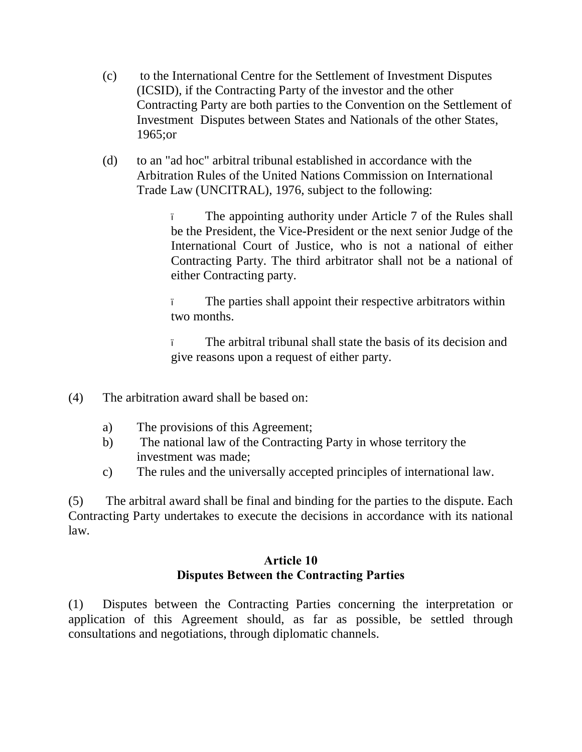(c) to the International Centre for the Settlement of Investment Disputes (ICSID), if the Contracting Party of the investor and the other Contracting Party are both parties to the Convention on the Settlement of Investment Disputes between States and Nationals of the other States, 1965;or

(d) to an "ad hoc" arbitral tribunal established in accordance with the Arbitration Rules of the United Nations Commission on International Trade Law (UNCITRAL), 1976, subject to the following:

- The appointing authority under Article 7 of the Rules shall be the President, the Vice-President or the next senior Judge of the International Court of Justice, who is not a national of either Contracting Party. The third arbitrator shall not be a national of either Contracting party.
- The parties shall appoint their respective arbitrators within two months.
- The arbitral tribunal shall state the basis of its decision and give reasons upon a request of either party.

(4) The arbitration award shall be based on:

a) The provisions of this Agreement;
b) The national law of the Contracting Party in whose territory the investment was made;
c) The rules and the universally accepted principles of international law.

(5) The arbitral award shall be final and binding for the parties to the dispute. Each Contracting Party undertakes to execute the decisions in accordance with its national law.

## Article 10
## Disputes Between the Contracting Parties

(1) Disputes between the Contracting Parties concerning the interpretation or application of this Agreement should, as far as possible, be settled through consultations and negotiations, through diplomatic channels.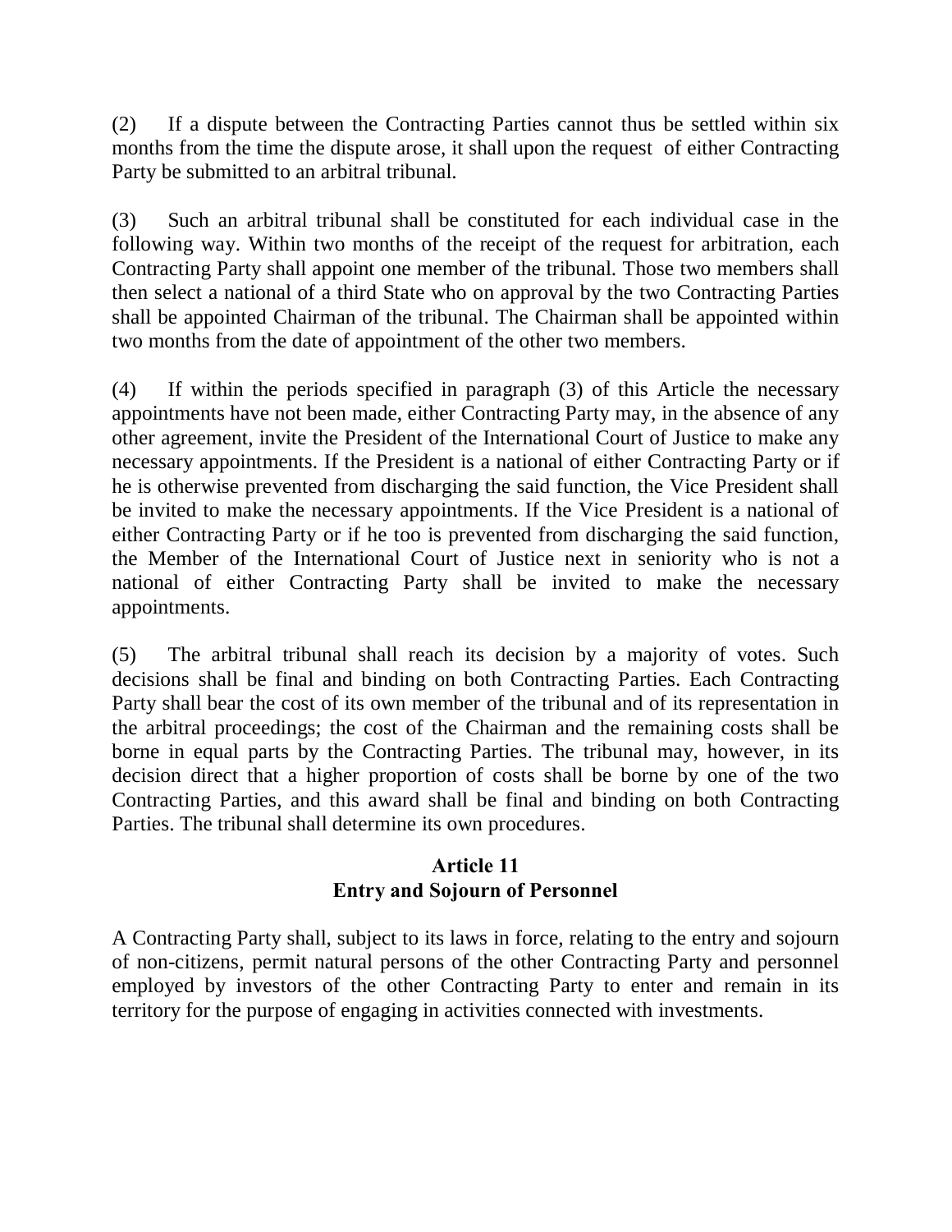(2) If a dispute between the Contracting Parties cannot thus be settled within six months from the time the dispute arose, it shall upon the request of either Contracting Party be submitted to an arbitral tribunal.

(3) Such an arbitral tribunal shall be constituted for each individual case in the following way. Within two months of the receipt of the request for arbitration, each Contracting Party shall appoint one member of the tribunal. Those two members shall then select a national of a third State who on approval by the two Contracting Parties shall be appointed Chairman of the tribunal. The Chairman shall be appointed within two months from the date of appointment of the other two members.

(4) If within the periods specified in paragraph (3) of this Article the necessary appointments have not been made, either Contracting Party may, in the absence of any other agreement, invite the President of the International Court of Justice to make any necessary appointments. If the President is a national of either Contracting Party or if he is otherwise prevented from discharging the said function, the Vice President shall be invited to make the necessary appointments. If the Vice President is a national of either Contracting Party or if he too is prevented from discharging the said function, the Member of the International Court of Justice next in seniority who is not a national of either Contracting Party shall be invited to make the necessary appointments.

(5) The arbitral tribunal shall reach its decision by a majority of votes. Such decisions shall be final and binding on both Contracting Parties. Each Contracting Party shall bear the cost of its own member of the tribunal and of its representation in the arbitral proceedings; the cost of the Chairman and the remaining costs shall be borne in equal parts by the Contracting Parties. The tribunal may, however, in its decision direct that a higher proportion of costs shall be borne by one of the two Contracting Parties, and this award shall be final and binding on both Contracting Parties. The tribunal shall determine its own procedures.

## Article 11
## Entry and Sojourn of Personnel

A Contracting Party shall, subject to its laws in force, relating to the entry and sojourn of non-citizens, permit natural persons of the other Contracting Party and personnel employed by investors of the other Contracting Party to enter and remain in its territory for the purpose of engaging in activities connected with investments.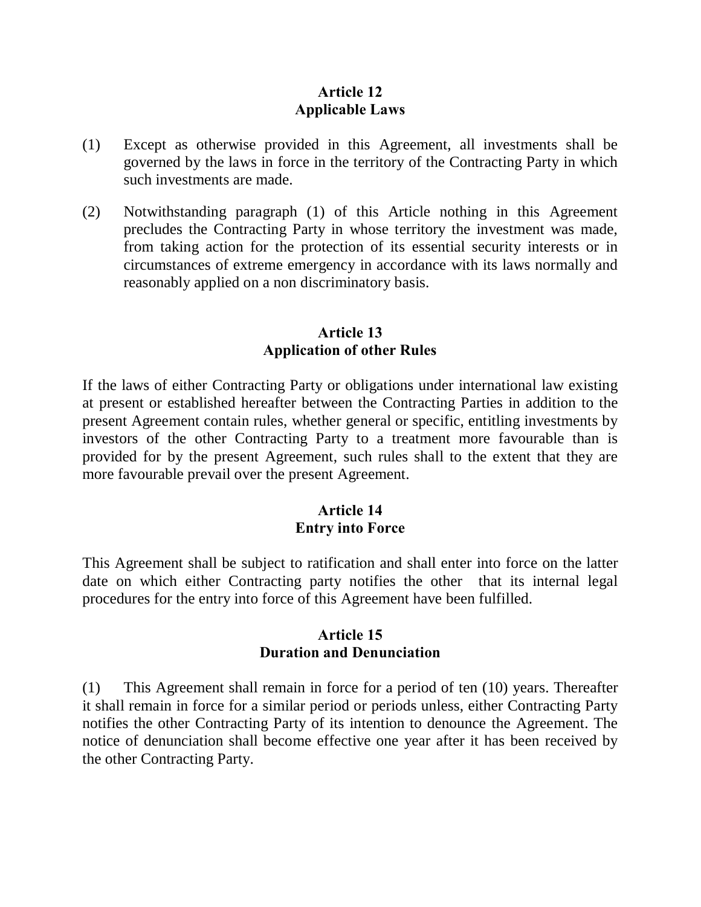## Article 12
## Applicable Laws

(1) Except as otherwise provided in this Agreement, all investments shall be governed by the laws in force in the territory of the Contracting Party in which such investments are made.

(2) Notwithstanding paragraph (1) of this Article nothing in this Agreement precludes the Contracting Party in whose territory the investment was made, from taking action for the protection of its essential security interests or in circumstances of extreme emergency in accordance with its laws normally and reasonably applied on a non discriminatory basis.

## Article 13
## Application of other Rules

If the laws of either Contracting Party or obligations under international law existing at present or established hereafter between the Contracting Parties in addition to the present Agreement contain rules, whether general or specific, entitling investments by investors of the other Contracting Party to a treatment more favourable than is provided for by the present Agreement, such rules shall to the extent that they are more favourable prevail over the present Agreement.

## Article 14
## Entry into Force

This Agreement shall be subject to ratification and shall enter into force on the latter date on which either Contracting party notifies the other that its internal legal procedures for the entry into force of this Agreement have been fulfilled.

## Article 15
## Duration and Denunciation

(1) This Agreement shall remain in force for a period of ten (10) years. Thereafter it shall remain in force for a similar period or periods unless, either Contracting Party notifies the other Contracting Party of its intention to denounce the Agreement. The notice of denunciation shall become effective one year after it has been received by the other Contracting Party.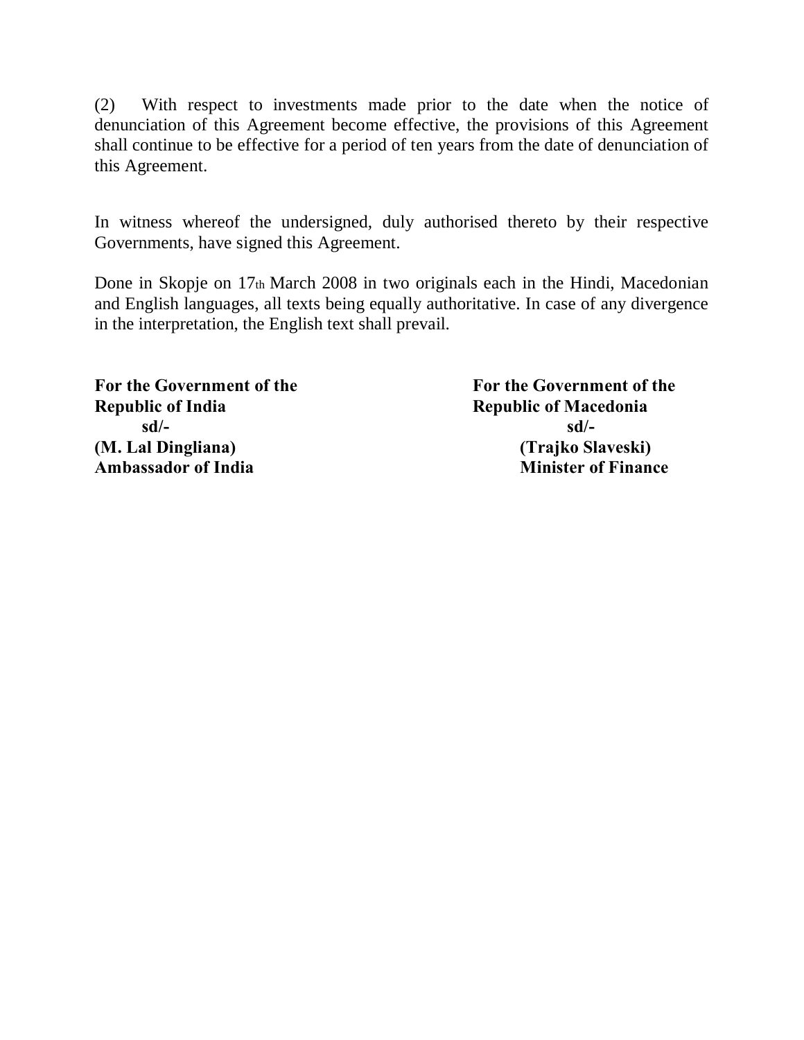(2) With respect to investments made prior to the date when the notice of denunciation of this Agreement become effective, the provisions of this Agreement shall continue to be effective for a period of ten years from the date of denunciation of this Agreement.

In witness whereof the undersigned, duly authorised thereto by their respective Governments, have signed this Agreement.

Done in Skopje on 17th March 2008 in two originals each in the Hindi, Macedonian and English languages, all texts being equally authoritative. In case of any divergence in the interpretation, the English text shall prevail.

| | |
|---|---|
| **For the Government of the Republic of India** | **For the Government of the Republic of Macedonia** |
| **sd/-** | **sd/-** |
| **(M. Lal Dingliana)** | **(Trajko Slaveski)** |
| **Ambassador of India** | **Minister of Finance** |